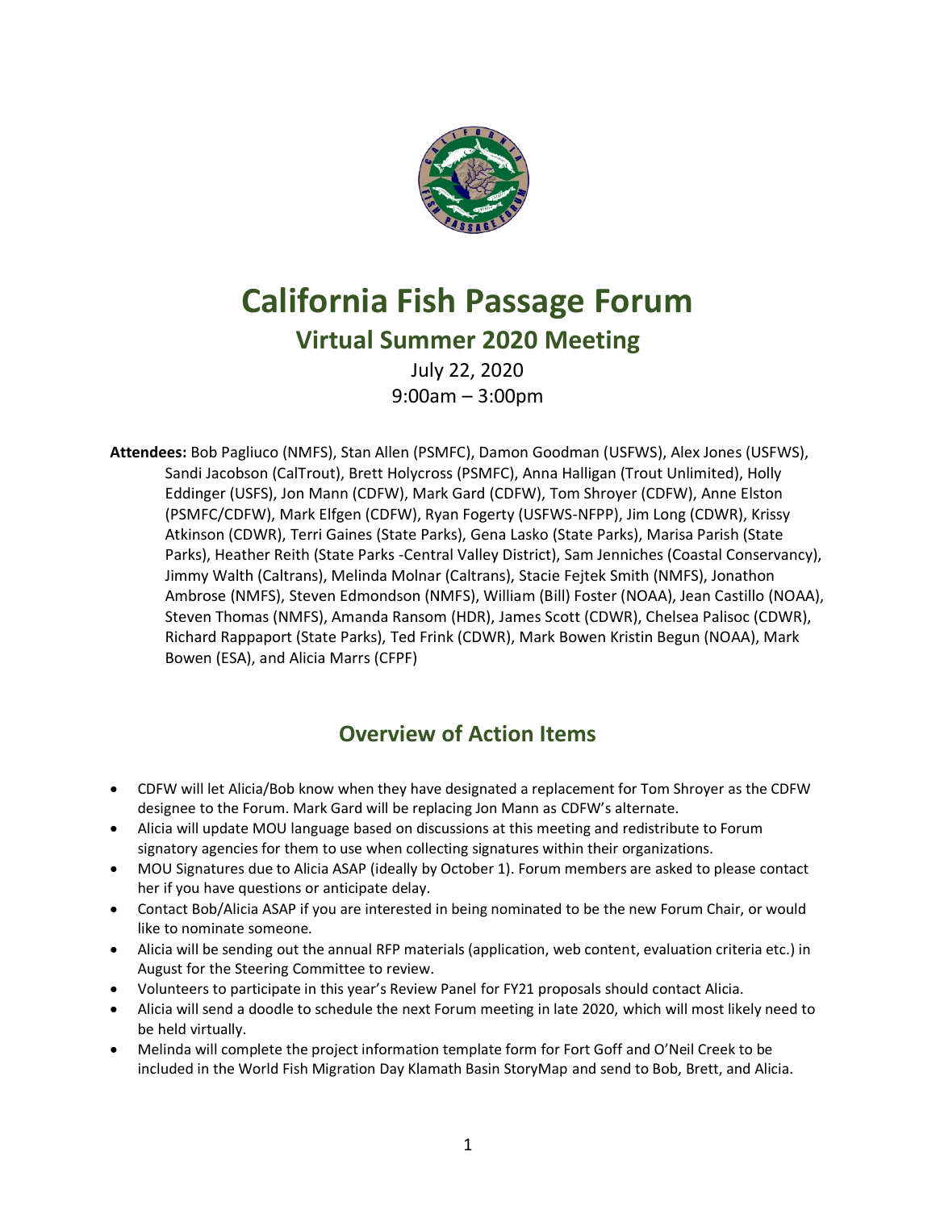# California Fish Passage Forum

## Virtual Summer 2020 Meeting

July 22, 2020
9:00am – 3:00pm

**Attendees:** Bob Pagliuco (NMFS), Stan Allen (PSMFC), Damon Goodman (USFWS), Alex Jones (USFWS), Sandi Jacobson (CalTrout), Brett Holycross (PSMFC), Anna Halligan (Trout Unlimited), Holly Eddinger (USFS), Jon Mann (CDFW), Mark Gard (CDFW), Tom Shroyer (CDFW), Anne Elston (PSMFC/CDFW), Mark Elfgen (CDFW), Ryan Fogerty (USFWS-NFPP), Jim Long (CDWR), Krissy Atkinson (CDWR), Terri Gaines (State Parks), Gena Lasko (State Parks), Marisa Parish (State Parks), Heather Reith (State Parks -Central Valley District), Sam Jenniches (Coastal Conservancy), Jimmy Walth (Caltrans), Melinda Molnar (Caltrans), Stacie Fejtek Smith (NMFS), Jonathon Ambrose (NMFS), Steven Edmondson (NMFS), William (Bill) Foster (NOAA), Jean Castillo (NOAA), Steven Thomas (NMFS), Amanda Ransom (HDR), James Scott (CDWR), Chelsea Palisoc (CDWR), Richard Rappaport (State Parks), Ted Frink (CDWR), Mark Bowen Kristin Begun (NOAA), Mark Bowen (ESA), and Alicia Marrs (CFPF)

## Overview of Action Items

- CDFW will let Alicia/Bob know when they have designated a replacement for Tom Shroyer as the CDFW designee to the Forum. Mark Gard will be replacing Jon Mann as CDFW's alternate.
- Alicia will update MOU language based on discussions at this meeting and redistribute to Forum signatory agencies for them to use when collecting signatures within their organizations.
- MOU Signatures due to Alicia ASAP (ideally by October 1). Forum members are asked to please contact her if you have questions or anticipate delay.
- Contact Bob/Alicia ASAP if you are interested in being nominated to be the new Forum Chair, or would like to nominate someone.
- Alicia will be sending out the annual RFP materials (application, web content, evaluation criteria etc.) in August for the Steering Committee to review.
- Volunteers to participate in this year's Review Panel for FY21 proposals should contact Alicia.
- Alicia will send a doodle to schedule the next Forum meeting in late 2020, which will most likely need to be held virtually.
- Melinda will complete the project information template form for Fort Goff and O'Neil Creek to be included in the World Fish Migration Day Klamath Basin StoryMap and send to Bob, Brett, and Alicia.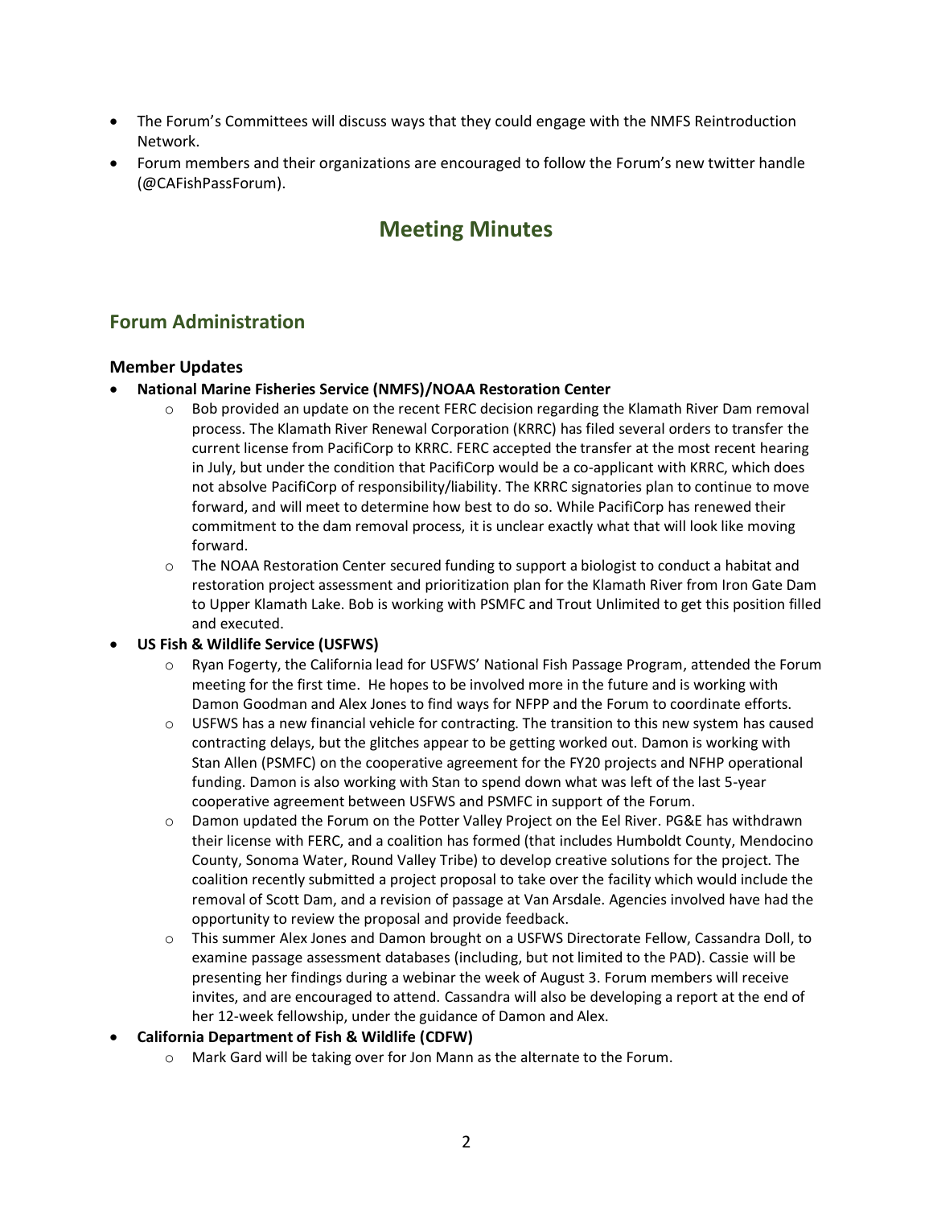- The Forum's Committees will discuss ways that they could engage with the NMFS Reintroduction Network.
- Forum members and their organizations are encouraged to follow the Forum's new twitter handle (@CAFishPassForum).

# Meeting Minutes

## Forum Administration

### Member Updates

- **National Marine Fisheries Service (NMFS)/NOAA Restoration Center**
  - Bob provided an update on the recent FERC decision regarding the Klamath River Dam removal process. The Klamath River Renewal Corporation (KRRC) has filed several orders to transfer the current license from PacifiCorp to KRRC. FERC accepted the transfer at the most recent hearing in July, but under the condition that PacifiCorp would be a co-applicant with KRRC, which does not absolve PacifiCorp of responsibility/liability. The KRRC signatories plan to continue to move forward, and will meet to determine how best to do so. While PacifiCorp has renewed their commitment to the dam removal process, it is unclear exactly what that will look like moving forward.
  - The NOAA Restoration Center secured funding to support a biologist to conduct a habitat and restoration project assessment and prioritization plan for the Klamath River from Iron Gate Dam to Upper Klamath Lake. Bob is working with PSMFC and Trout Unlimited to get this position filled and executed.
- **US Fish & Wildlife Service (USFWS)**
  - Ryan Fogerty, the California lead for USFWS' National Fish Passage Program, attended the Forum meeting for the first time. He hopes to be involved more in the future and is working with Damon Goodman and Alex Jones to find ways for NFPP and the Forum to coordinate efforts.
  - USFWS has a new financial vehicle for contracting. The transition to this new system has caused contracting delays, but the glitches appear to be getting worked out. Damon is working with Stan Allen (PSMFC) on the cooperative agreement for the FY20 projects and NFHP operational funding. Damon is also working with Stan to spend down what was left of the last 5-year cooperative agreement between USFWS and PSMFC in support of the Forum.
  - Damon updated the Forum on the Potter Valley Project on the Eel River. PG&E has withdrawn their license with FERC, and a coalition has formed (that includes Humboldt County, Mendocino County, Sonoma Water, Round Valley Tribe) to develop creative solutions for the project. The coalition recently submitted a project proposal to take over the facility which would include the removal of Scott Dam, and a revision of passage at Van Arsdale. Agencies involved have had the opportunity to review the proposal and provide feedback.
  - This summer Alex Jones and Damon brought on a USFWS Directorate Fellow, Cassandra Doll, to examine passage assessment databases (including, but not limited to the PAD). Cassie will be presenting her findings during a webinar the week of August 3. Forum members will receive invites, and are encouraged to attend. Cassandra will also be developing a report at the end of her 12-week fellowship, under the guidance of Damon and Alex.
- **California Department of Fish & Wildlife (CDFW)**
  - Mark Gard will be taking over for Jon Mann as the alternate to the Forum.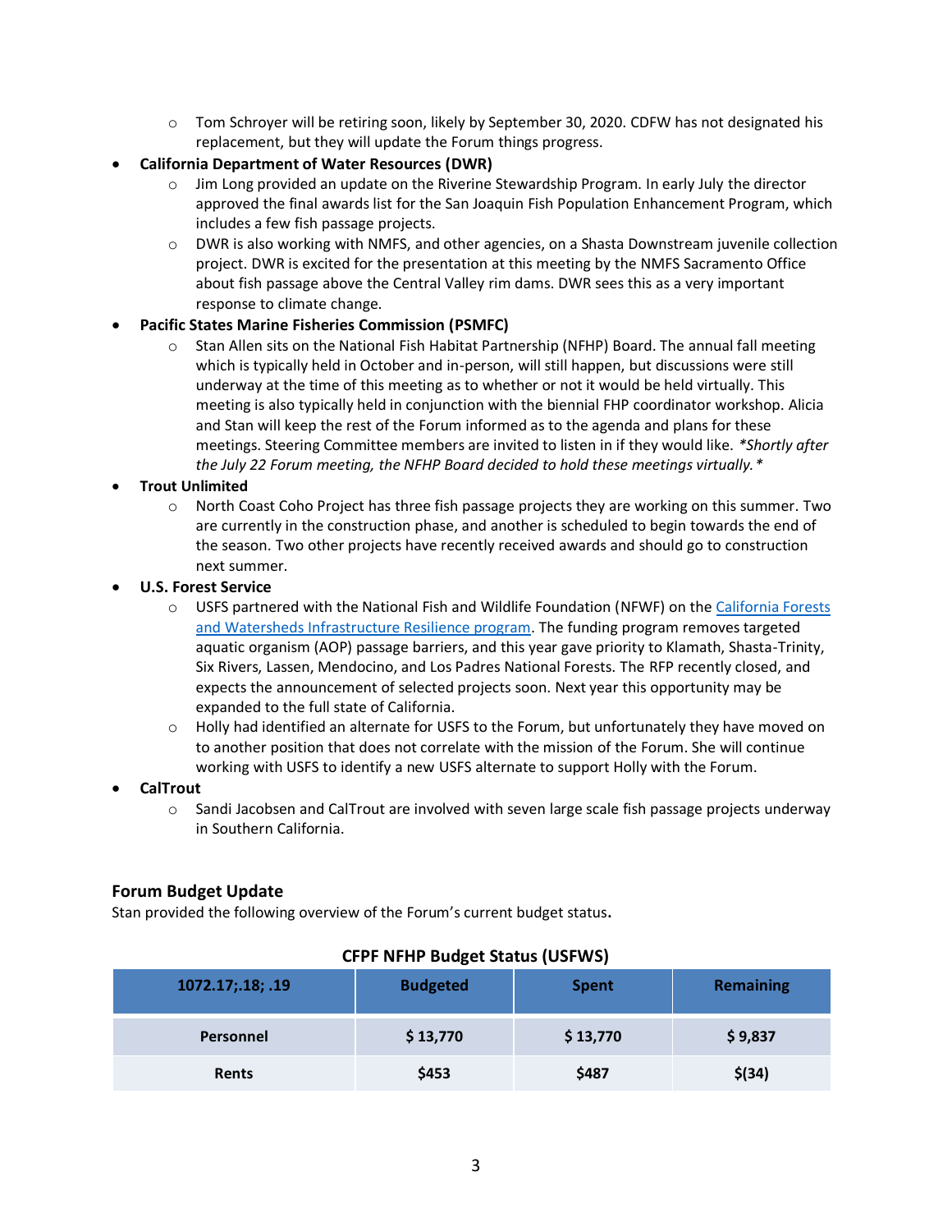- Tom Schroyer will be retiring soon, likely by September 30, 2020. CDFW has not designated his replacement, but they will update the Forum things progress.

- **California Department of Water Resources (DWR)**
  - Jim Long provided an update on the Riverine Stewardship Program. In early July the director approved the final awards list for the San Joaquin Fish Population Enhancement Program, which includes a few fish passage projects.
  - DWR is also working with NMFS, and other agencies, on a Shasta Downstream juvenile collection project. DWR is excited for the presentation at this meeting by the NMFS Sacramento Office about fish passage above the Central Valley rim dams. DWR sees this as a very important response to climate change.
- **Pacific States Marine Fisheries Commission (PSMFC)**
  - Stan Allen sits on the National Fish Habitat Partnership (NFHP) Board. The annual fall meeting which is typically held in October and in-person, will still happen, but discussions were still underway at the time of this meeting as to whether or not it would be held virtually. This meeting is also typically held in conjunction with the biennial FHP coordinator workshop. Alicia and Stan will keep the rest of the Forum informed as to the agenda and plans for these meetings. Steering Committee members are invited to listen in if they would like. *\*Shortly after the July 22 Forum meeting, the NFHP Board decided to hold these meetings virtually.\**
- **Trout Unlimited**
  - North Coast Coho Project has three fish passage projects they are working on this summer. Two are currently in the construction phase, and another is scheduled to begin towards the end of the season. Two other projects have recently received awards and should go to construction next summer.
- **U.S. Forest Service**
  - USFS partnered with the National Fish and Wildlife Foundation (NFWF) on the California Forests and Watersheds Infrastructure Resilience program. The funding program removes targeted aquatic organism (AOP) passage barriers, and this year gave priority to Klamath, Shasta-Trinity, Six Rivers, Lassen, Mendocino, and Los Padres National Forests. The RFP recently closed, and expects the announcement of selected projects soon. Next year this opportunity may be expanded to the full state of California.
  - Holly had identified an alternate for USFS to the Forum, but unfortunately they have moved on to another position that does not correlate with the mission of the Forum. She will continue working with USFS to identify a new USFS alternate to support Holly with the Forum.
- **CalTrout**
  - Sandi Jacobsen and CalTrout are involved with seven large scale fish passage projects underway in Southern California.

### Forum Budget Update

Stan provided the following overview of the Forum's current budget status.

**CFPF NFHP Budget Status (USFWS)**

| 1072.17;.18; .19 | Budgeted | Spent | Remaining |
|---|---|---|---|
| Personnel | $ 13,770 | $ 13,770 | $ 9,837 |
| Rents | $453 | $487 | $(34) |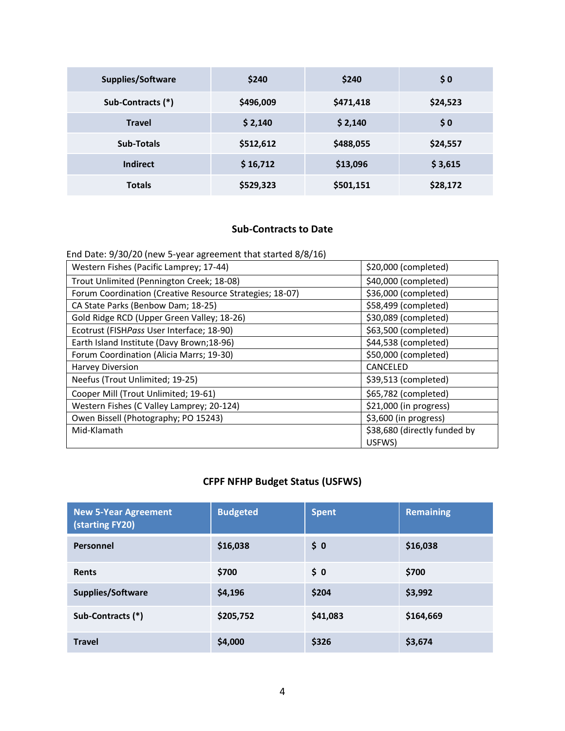| Supplies/Software | $240 | $240 | $ 0 |
|---|---|---|---|
| Sub-Contracts (*) | $496,009 | $471,418 | $24,523 |
| Travel | $ 2,140 | $ 2,140 | $ 0 |
| Sub-Totals | $512,612 | $488,055 | $24,557 |
| Indirect | $ 16,712 | $13,096 | $ 3,615 |
| Totals | $529,323 | $501,151 | $28,172 |

### Sub-Contracts to Date

End Date: 9/30/20 (new 5-year agreement that started 8/8/16)

| | |
|---|---|
| Western Fishes (Pacific Lamprey; 17-44) | $20,000 (completed) |
| Trout Unlimited (Pennington Creek; 18-08) | $40,000 (completed) |
| Forum Coordination (Creative Resource Strategies; 18-07) | $36,000 (completed) |
| CA State Parks (Benbow Dam; 18-25) | $58,499 (completed) |
| Gold Ridge RCD (Upper Green Valley; 18-26) | $30,089 (completed) |
| Ecotrust (FISH*Pass* User Interface; 18-90) | $63,500 (completed) |
| Earth Island Institute (Davy Brown;18-96) | $44,538 (completed) |
| Forum Coordination (Alicia Marrs; 19-30) | $50,000 (completed) |
| Harvey Diversion | CANCELED |
| Neefus (Trout Unlimited; 19-25) | $39,513 (completed) |
| Cooper Mill (Trout Unlimited; 19-61) | $65,782 (completed) |
| Western Fishes (C Valley Lamprey; 20-124) | $21,000 (in progress) |
| Owen Bissell (Photography; PO 15243) | $3,600 (in progress) |
| Mid-Klamath | $38,680 (directly funded by USFWS) |

### CFPF NFHP Budget Status (USFWS)

| New 5-Year Agreement (starting FY20) | Budgeted | Spent | Remaining |
|---|---|---|---|
| Personnel | $16,038 | $ 0 | $16,038 |
| Rents | $700 | $ 0 | $700 |
| Supplies/Software | $4,196 | $204 | $3,992 |
| Sub-Contracts (*) | $205,752 | $41,083 | $164,669 |
| Travel | $4,000 | $326 | $3,674 |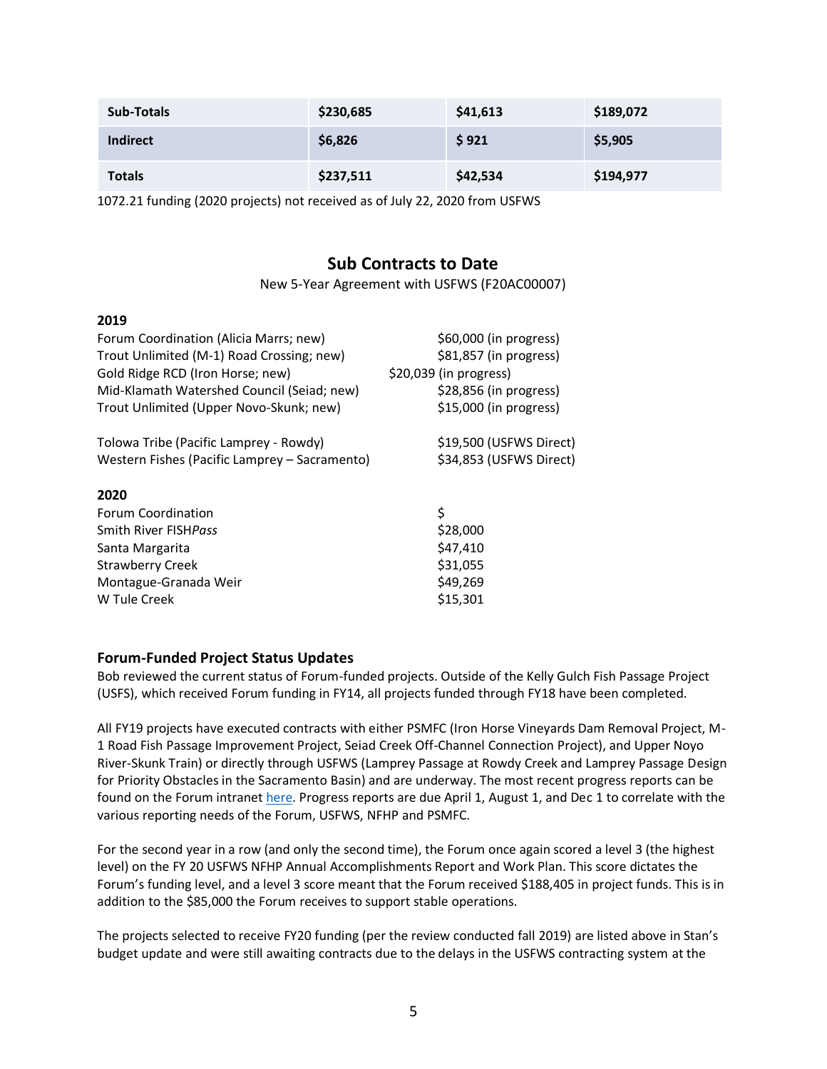| **Sub-Totals** | **$230,685** | **$41,613** | **$189,072** |
|---|---|---|---|
| **Indirect** | **$6,826** | **$ 921** | **$5,905** |
| **Totals** | **$237,511** | **$42,534** | **$194,977** |

1072.21 funding (2020 projects) not received as of July 22, 2020 from USFWS

## Sub Contracts to Date

New 5-Year Agreement with USFWS (F20AC00007)

**2019**

| | |
|---|---|
| Forum Coordination (Alicia Marrs; new) | $60,000 (in progress) |
| Trout Unlimited (M-1) Road Crossing; new) | $81,857 (in progress) |
| Gold Ridge RCD (Iron Horse; new) | $20,039 (in progress) |
| Mid-Klamath Watershed Council (Seiad; new) | $28,856 (in progress) |
| Trout Unlimited (Upper Novo-Skunk; new) | $15,000 (in progress) |
| Tolowa Tribe (Pacific Lamprey - Rowdy) | $19,500 (USFWS Direct) |
| Western Fishes (Pacific Lamprey – Sacramento) | $34,853 (USFWS Direct) |

**2020**

| | |
|---|---|
| Forum Coordination | $ |
| Smith River FISH*Pass* | $28,000 |
| Santa Margarita | $47,410 |
| Strawberry Creek | $31,055 |
| Montague-Granada Weir | $49,269 |
| W Tule Creek | $15,301 |

### Forum-Funded Project Status Updates

Bob reviewed the current status of Forum-funded projects. Outside of the Kelly Gulch Fish Passage Project (USFS), which received Forum funding in FY14, all projects funded through FY18 have been completed.

All FY19 projects have executed contracts with either PSMFC (Iron Horse Vineyards Dam Removal Project, M-1 Road Fish Passage Improvement Project, Seiad Creek Off-Channel Connection Project), and Upper Noyo River-Skunk Train) or directly through USFWS (Lamprey Passage at Rowdy Creek and Lamprey Passage Design for Priority Obstacles in the Sacramento Basin) and are underway. The most recent progress reports can be found on the Forum intranet here. Progress reports are due April 1, August 1, and Dec 1 to correlate with the various reporting needs of the Forum, USFWS, NFHP and PSMFC.

For the second year in a row (and only the second time), the Forum once again scored a level 3 (the highest level) on the FY 20 USFWS NFHP Annual Accomplishments Report and Work Plan. This score dictates the Forum's funding level, and a level 3 score meant that the Forum received $188,405 in project funds. This is in addition to the $85,000 the Forum receives to support stable operations.

The projects selected to receive FY20 funding (per the review conducted fall 2019) are listed above in Stan's budget update and were still awaiting contracts due to the delays in the USFWS contracting system at the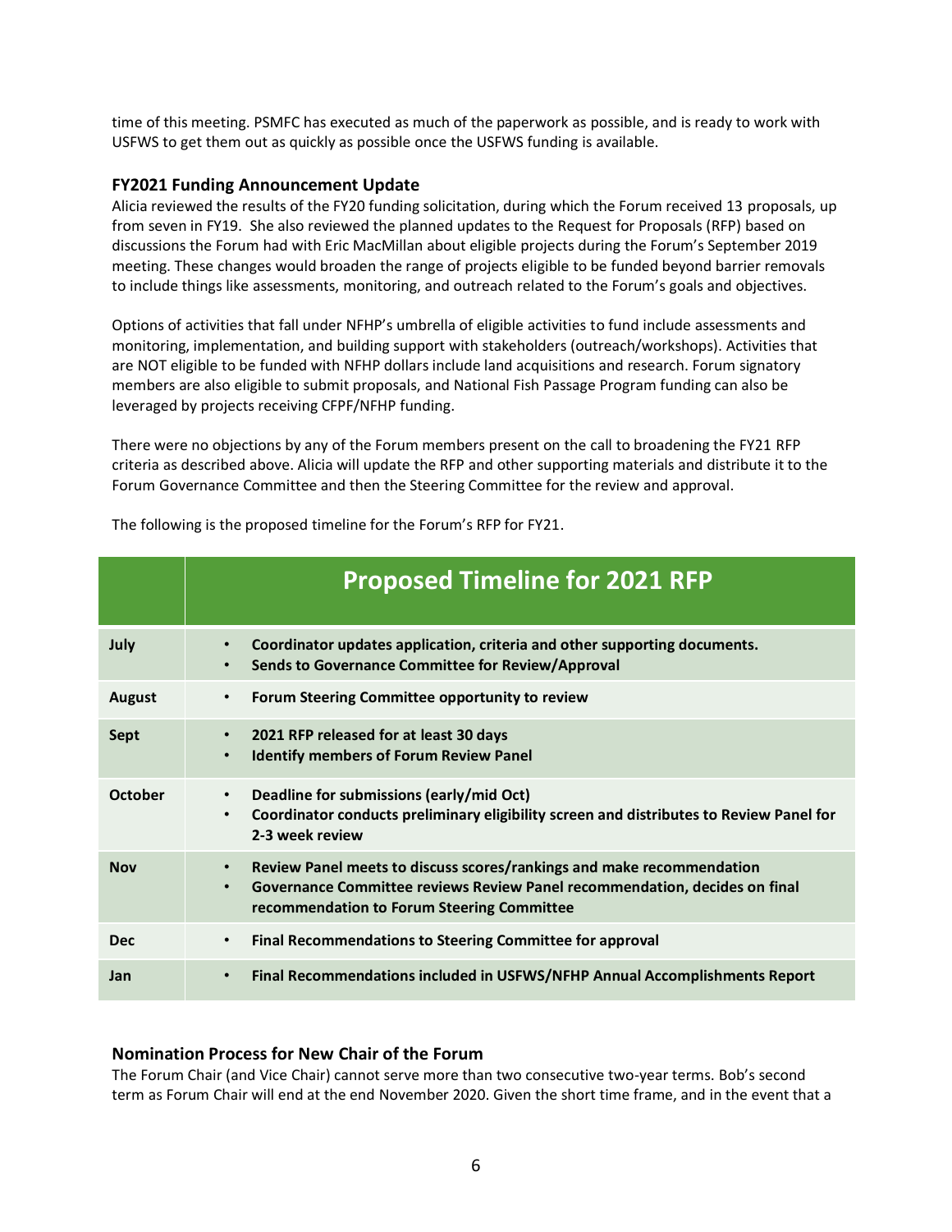time of this meeting. PSMFC has executed as much of the paperwork as possible, and is ready to work with USFWS to get them out as quickly as possible once the USFWS funding is available.

### FY2021 Funding Announcement Update

Alicia reviewed the results of the FY20 funding solicitation, during which the Forum received 13 proposals, up from seven in FY19. She also reviewed the planned updates to the Request for Proposals (RFP) based on discussions the Forum had with Eric MacMillan about eligible projects during the Forum's September 2019 meeting. These changes would broaden the range of projects eligible to be funded beyond barrier removals to include things like assessments, monitoring, and outreach related to the Forum's goals and objectives.

Options of activities that fall under NFHP's umbrella of eligible activities to fund include assessments and monitoring, implementation, and building support with stakeholders (outreach/workshops). Activities that are NOT eligible to be funded with NFHP dollars include land acquisitions and research. Forum signatory members are also eligible to submit proposals, and National Fish Passage Program funding can also be leveraged by projects receiving CFPF/NFHP funding.

There were no objections by any of the Forum members present on the call to broadening the FY21 RFP criteria as described above. Alicia will update the RFP and other supporting materials and distribute it to the Forum Governance Committee and then the Steering Committee for the review and approval.

The following is the proposed timeline for the Forum's RFP for FY21.

| | **Proposed Timeline for 2021 RFP** |
|---|---|
| **July** | • **Coordinator updates application, criteria and other supporting documents.**<br>• **Sends to Governance Committee for Review/Approval** |
| **August** | • **Forum Steering Committee opportunity to review** |
| **Sept** | • **2021 RFP released for at least 30 days**<br>• **Identify members of Forum Review Panel** |
| **October** | • **Deadline for submissions (early/mid Oct)**<br>• **Coordinator conducts preliminary eligibility screen and distributes to Review Panel for 2-3 week review** |
| **Nov** | • **Review Panel meets to discuss scores/rankings and make recommendation**<br>• **Governance Committee reviews Review Panel recommendation, decides on final recommendation to Forum Steering Committee** |
| **Dec** | • **Final Recommendations to Steering Committee for approval** |
| **Jan** | • **Final Recommendations included in USFWS/NFHP Annual Accomplishments Report** |

### Nomination Process for New Chair of the Forum

The Forum Chair (and Vice Chair) cannot serve more than two consecutive two-year terms. Bob's second term as Forum Chair will end at the end November 2020. Given the short time frame, and in the event that a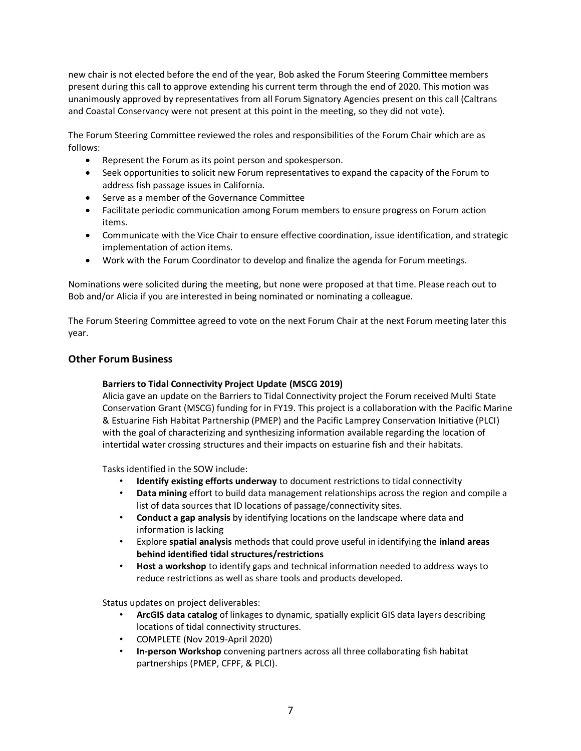new chair is not elected before the end of the year, Bob asked the Forum Steering Committee members present during this call to approve extending his current term through the end of 2020. This motion was unanimously approved by representatives from all Forum Signatory Agencies present on this call (Caltrans and Coastal Conservancy were not present at this point in the meeting, so they did not vote).

The Forum Steering Committee reviewed the roles and responsibilities of the Forum Chair which are as follows:

- Represent the Forum as its point person and spokesperson.
- Seek opportunities to solicit new Forum representatives to expand the capacity of the Forum to address fish passage issues in California.
- Serve as a member of the Governance Committee
- Facilitate periodic communication among Forum members to ensure progress on Forum action items.
- Communicate with the Vice Chair to ensure effective coordination, issue identification, and strategic implementation of action items.
- Work with the Forum Coordinator to develop and finalize the agenda for Forum meetings.

Nominations were solicited during the meeting, but none were proposed at that time. Please reach out to Bob and/or Alicia if you are interested in being nominated or nominating a colleague.

The Forum Steering Committee agreed to vote on the next Forum Chair at the next Forum meeting later this year.

## Other Forum Business

**Barriers to Tidal Connectivity Project Update (MSCG 2019)**

Alicia gave an update on the Barriers to Tidal Connectivity project the Forum received Multi State Conservation Grant (MSCG) funding for in FY19. This project is a collaboration with the Pacific Marine & Estuarine Fish Habitat Partnership (PMEP) and the Pacific Lamprey Conservation Initiative (PLCI) with the goal of characterizing and synthesizing information available regarding the location of intertidal water crossing structures and their impacts on estuarine fish and their habitats.

Tasks identified in the SOW include:

- **Identify existing efforts underway** to document restrictions to tidal connectivity
- **Data mining** effort to build data management relationships across the region and compile a list of data sources that ID locations of passage/connectivity sites.
- **Conduct a gap analysis** by identifying locations on the landscape where data and information is lacking
- Explore **spatial analysis** methods that could prove useful in identifying the **inland areas behind identified tidal structures/restrictions**
- **Host a workshop** to identify gaps and technical information needed to address ways to reduce restrictions as well as share tools and products developed.

Status updates on project deliverables:

- **ArcGIS data catalog** of linkages to dynamic, spatially explicit GIS data layers describing locations of tidal connectivity structures.
- COMPLETE (Nov 2019-April 2020)
- **In-person Workshop** convening partners across all three collaborating fish habitat partnerships (PMEP, CFPF, & PLCI).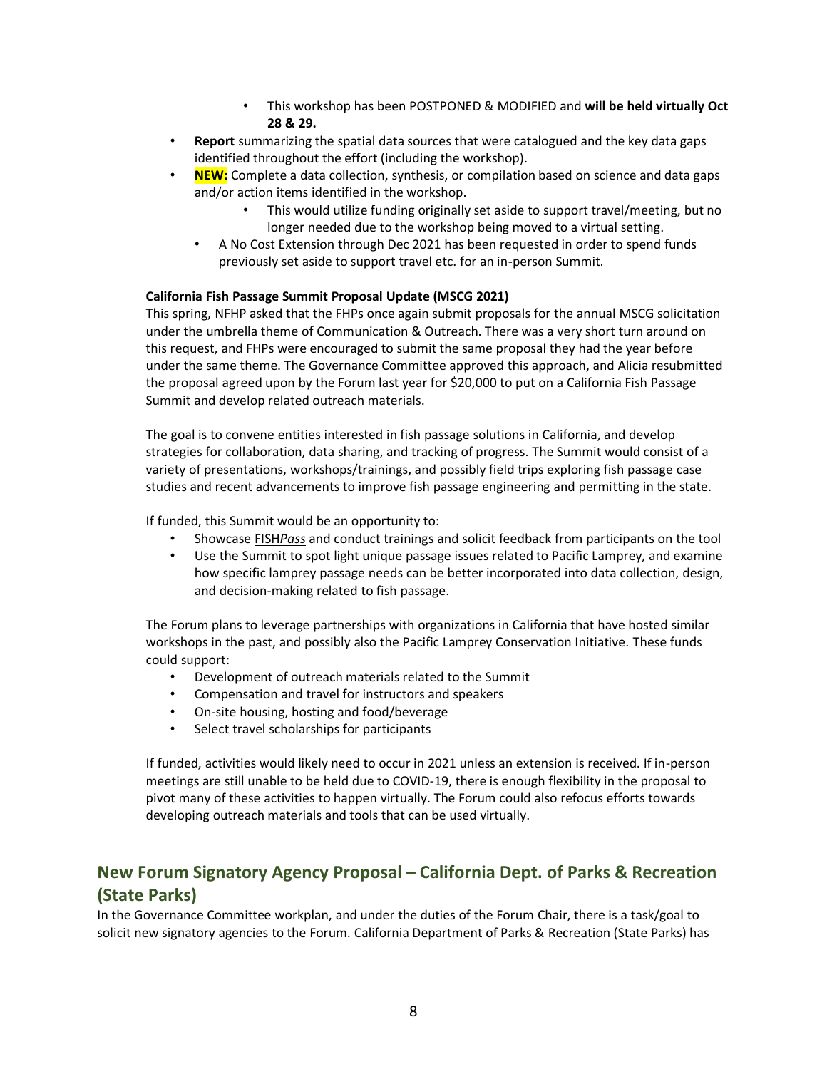- This workshop has been POSTPONED & MODIFIED and **will be held virtually Oct 28 & 29.**
- **Report** summarizing the spatial data sources that were catalogued and the key data gaps identified throughout the effort (including the workshop).
- **NEW:** Complete a data collection, synthesis, or compilation based on science and data gaps and/or action items identified in the workshop.
    - This would utilize funding originally set aside to support travel/meeting, but no longer needed due to the workshop being moved to a virtual setting.
  - A No Cost Extension through Dec 2021 has been requested in order to spend funds previously set aside to support travel etc. for an in-person Summit.

**California Fish Passage Summit Proposal Update (MSCG 2021)**

This spring, NFHP asked that the FHPs once again submit proposals for the annual MSCG solicitation under the umbrella theme of Communication & Outreach. There was a very short turn around on this request, and FHPs were encouraged to submit the same proposal they had the year before under the same theme. The Governance Committee approved this approach, and Alicia resubmitted the proposal agreed upon by the Forum last year for $20,000 to put on a California Fish Passage Summit and develop related outreach materials.

The goal is to convene entities interested in fish passage solutions in California, and develop strategies for collaboration, data sharing, and tracking of progress. The Summit would consist of a variety of presentations, workshops/trainings, and possibly field trips exploring fish passage case studies and recent advancements to improve fish passage engineering and permitting in the state.

If funded, this Summit would be an opportunity to:

- Showcase FISH*Pass* and conduct trainings and solicit feedback from participants on the tool
- Use the Summit to spot light unique passage issues related to Pacific Lamprey, and examine how specific lamprey passage needs can be better incorporated into data collection, design, and decision-making related to fish passage.

The Forum plans to leverage partnerships with organizations in California that have hosted similar workshops in the past, and possibly also the Pacific Lamprey Conservation Initiative. These funds could support:

- Development of outreach materials related to the Summit
- Compensation and travel for instructors and speakers
- On-site housing, hosting and food/beverage
- Select travel scholarships for participants

If funded, activities would likely need to occur in 2021 unless an extension is received. If in-person meetings are still unable to be held due to COVID-19, there is enough flexibility in the proposal to pivot many of these activities to happen virtually. The Forum could also refocus efforts towards developing outreach materials and tools that can be used virtually.

## New Forum Signatory Agency Proposal – California Dept. of Parks & Recreation (State Parks)

In the Governance Committee workplan, and under the duties of the Forum Chair, there is a task/goal to solicit new signatory agencies to the Forum. California Department of Parks & Recreation (State Parks) has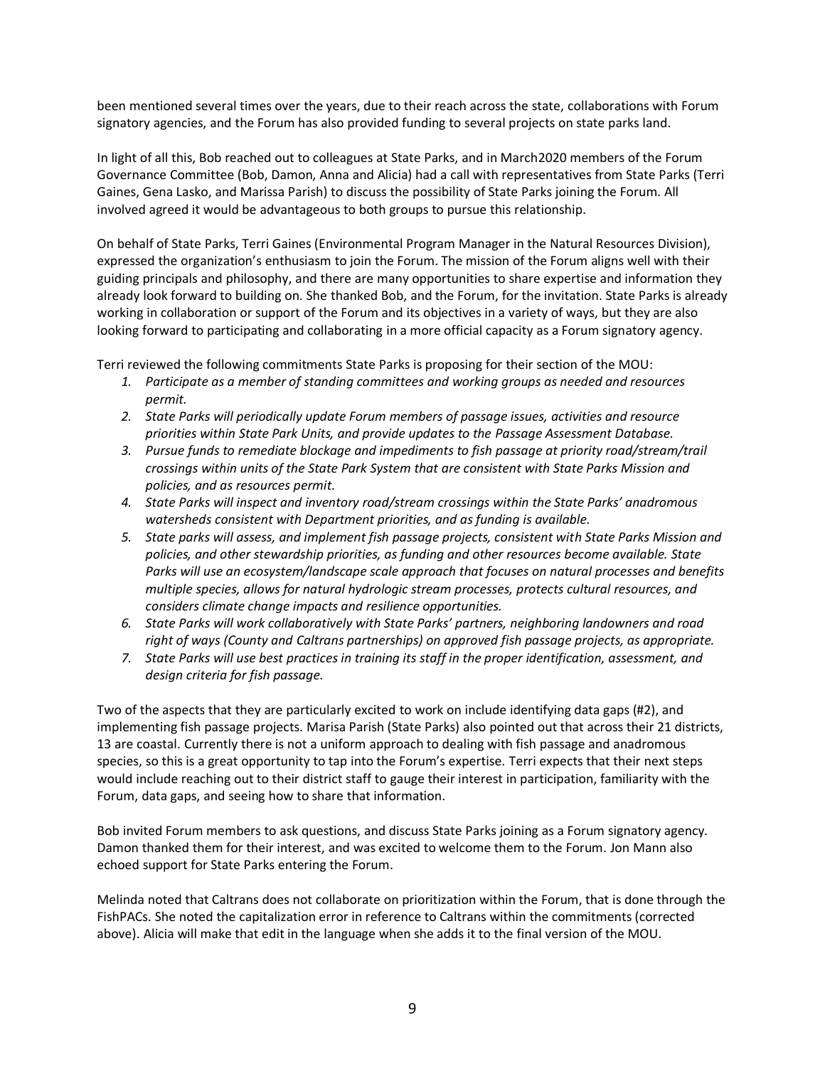been mentioned several times over the years, due to their reach across the state, collaborations with Forum signatory agencies, and the Forum has also provided funding to several projects on state parks land.

In light of all this, Bob reached out to colleagues at State Parks, and in March2020 members of the Forum Governance Committee (Bob, Damon, Anna and Alicia) had a call with representatives from State Parks (Terri Gaines, Gena Lasko, and Marissa Parish) to discuss the possibility of State Parks joining the Forum. All involved agreed it would be advantageous to both groups to pursue this relationship.

On behalf of State Parks, Terri Gaines (Environmental Program Manager in the Natural Resources Division), expressed the organization's enthusiasm to join the Forum. The mission of the Forum aligns well with their guiding principals and philosophy, and there are many opportunities to share expertise and information they already look forward to building on. She thanked Bob, and the Forum, for the invitation. State Parks is already working in collaboration or support of the Forum and its objectives in a variety of ways, but they are also looking forward to participating and collaborating in a more official capacity as a Forum signatory agency.

Terri reviewed the following commitments State Parks is proposing for their section of the MOU:

1. *Participate as a member of standing committees and working groups as needed and resources permit.*
2. *State Parks will periodically update Forum members of passage issues, activities and resource priorities within State Park Units, and provide updates to the Passage Assessment Database.*
3. *Pursue funds to remediate blockage and impediments to fish passage at priority road/stream/trail crossings within units of the State Park System that are consistent with State Parks Mission and policies, and as resources permit.*
4. *State Parks will inspect and inventory road/stream crossings within the State Parks' anadromous watersheds consistent with Department priorities, and as funding is available.*
5. *State parks will assess, and implement fish passage projects, consistent with State Parks Mission and policies, and other stewardship priorities, as funding and other resources become available. State Parks will use an ecosystem/landscape scale approach that focuses on natural processes and benefits multiple species, allows for natural hydrologic stream processes, protects cultural resources, and considers climate change impacts and resilience opportunities.*
6. *State Parks will work collaboratively with State Parks' partners, neighboring landowners and road right of ways (County and Caltrans partnerships) on approved fish passage projects, as appropriate.*
7. *State Parks will use best practices in training its staff in the proper identification, assessment, and design criteria for fish passage.*

Two of the aspects that they are particularly excited to work on include identifying data gaps (#2), and implementing fish passage projects. Marisa Parish (State Parks) also pointed out that across their 21 districts, 13 are coastal. Currently there is not a uniform approach to dealing with fish passage and anadromous species, so this is a great opportunity to tap into the Forum's expertise. Terri expects that their next steps would include reaching out to their district staff to gauge their interest in participation, familiarity with the Forum, data gaps, and seeing how to share that information.

Bob invited Forum members to ask questions, and discuss State Parks joining as a Forum signatory agency. Damon thanked them for their interest, and was excited to welcome them to the Forum. Jon Mann also echoed support for State Parks entering the Forum.

Melinda noted that Caltrans does not collaborate on prioritization within the Forum, that is done through the FishPACs. She noted the capitalization error in reference to Caltrans within the commitments (corrected above). Alicia will make that edit in the language when she adds it to the final version of the MOU.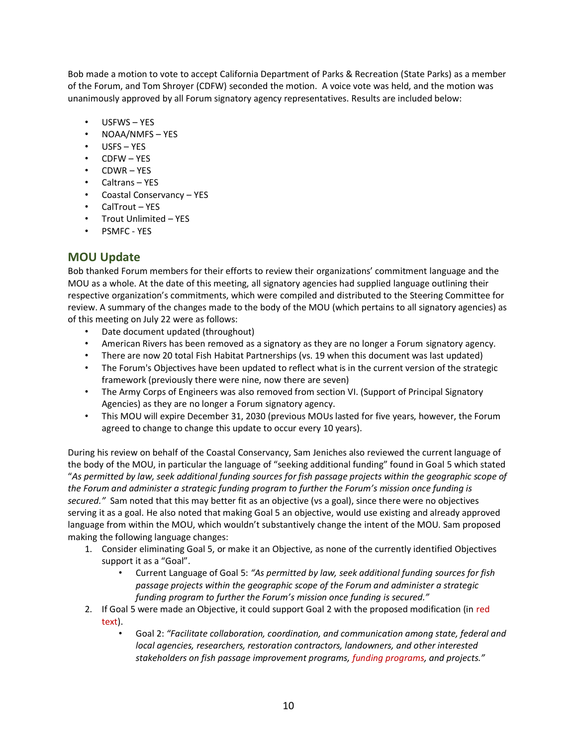Bob made a motion to vote to accept California Department of Parks & Recreation (State Parks) as a member of the Forum, and Tom Shroyer (CDFW) seconded the motion. A voice vote was held, and the motion was unanimously approved by all Forum signatory agency representatives. Results are included below:

- USFWS – YES
- NOAA/NMFS – YES
- USFS – YES
- CDFW – YES
- CDWR – YES
- Caltrans – YES
- Coastal Conservancy – YES
- CalTrout – YES
- Trout Unlimited – YES
- PSMFC - YES

## MOU Update

Bob thanked Forum members for their efforts to review their organizations' commitment language and the MOU as a whole. At the date of this meeting, all signatory agencies had supplied language outlining their respective organization's commitments, which were compiled and distributed to the Steering Committee for review. A summary of the changes made to the body of the MOU (which pertains to all signatory agencies) as of this meeting on July 22 were as follows:

- Date document updated (throughout)
- American Rivers has been removed as a signatory as they are no longer a Forum signatory agency.
- There are now 20 total Fish Habitat Partnerships (vs. 19 when this document was last updated)
- The Forum's Objectives have been updated to reflect what is in the current version of the strategic framework (previously there were nine, now there are seven)
- The Army Corps of Engineers was also removed from section VI. (Support of Principal Signatory Agencies) as they are no longer a Forum signatory agency.
- This MOU will expire December 31, 2030 (previous MOUs lasted for five years, however, the Forum agreed to change to change this update to occur every 10 years).

During his review on behalf of the Coastal Conservancy, Sam Jeniches also reviewed the current language of the body of the MOU, in particular the language of "seeking additional funding" found in Goal 5 which stated "*As permitted by law, seek additional funding sources for fish passage projects within the geographic scope of the Forum and administer a strategic funding program to further the Forum's mission once funding is secured.*" Sam noted that this may better fit as an objective (vs a goal), since there were no objectives serving it as a goal. He also noted that making Goal 5 an objective, would use existing and already approved language from within the MOU, which wouldn't substantively change the intent of the MOU. Sam proposed making the following language changes:

1. Consider eliminating Goal 5, or make it an Objective, as none of the currently identified Objectives support it as a "Goal".
    - Current Language of Goal 5: *"As permitted by law, seek additional funding sources for fish passage projects within the geographic scope of the Forum and administer a strategic funding program to further the Forum's mission once funding is secured."*
2. If Goal 5 were made an Objective, it could support Goal 2 with the proposed modification (in red text).
    - Goal 2: *"Facilitate collaboration, coordination, and communication among state, federal and local agencies, researchers, restoration contractors, landowners, and other interested stakeholders on fish passage improvement programs, funding programs, and projects."*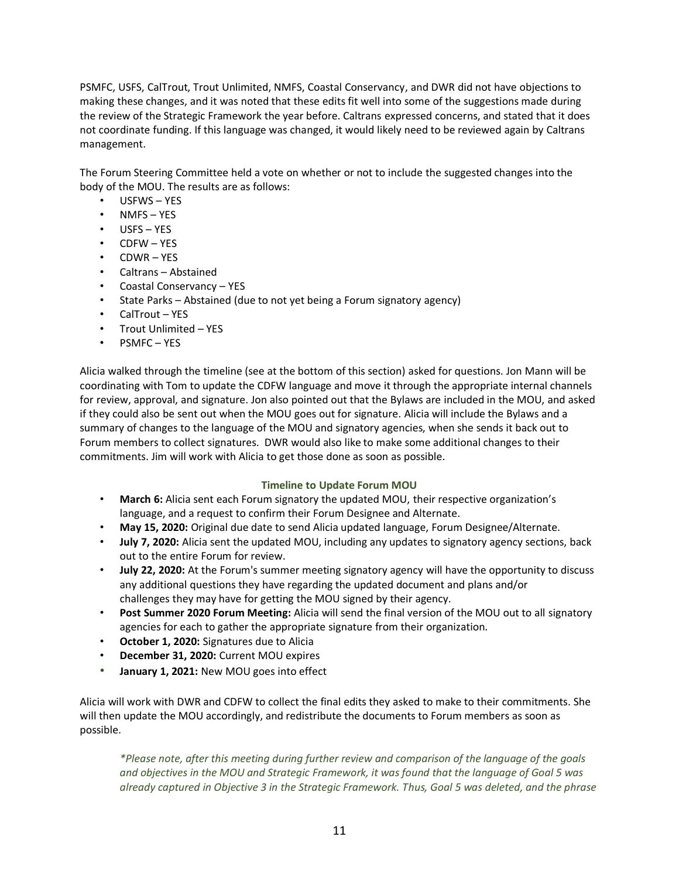PSMFC, USFS, CalTrout, Trout Unlimited, NMFS, Coastal Conservancy, and DWR did not have objections to making these changes, and it was noted that these edits fit well into some of the suggestions made during the review of the Strategic Framework the year before. Caltrans expressed concerns, and stated that it does not coordinate funding. If this language was changed, it would likely need to be reviewed again by Caltrans management.

The Forum Steering Committee held a vote on whether or not to include the suggested changes into the body of the MOU. The results are as follows:

- USFWS – YES
- NMFS – YES
- USFS – YES
- CDFW – YES
- CDWR – YES
- Caltrans – Abstained
- Coastal Conservancy – YES
- State Parks – Abstained (due to not yet being a Forum signatory agency)
- CalTrout – YES
- Trout Unlimited – YES
- PSMFC – YES

Alicia walked through the timeline (see at the bottom of this section) asked for questions. Jon Mann will be coordinating with Tom to update the CDFW language and move it through the appropriate internal channels for review, approval, and signature. Jon also pointed out that the Bylaws are included in the MOU, and asked if they could also be sent out when the MOU goes out for signature. Alicia will include the Bylaws and a summary of changes to the language of the MOU and signatory agencies, when she sends it back out to Forum members to collect signatures. DWR would also like to make some additional changes to their commitments. Jim will work with Alicia to get those done as soon as possible.

**Timeline to Update Forum MOU**

- **March 6:** Alicia sent each Forum signatory the updated MOU, their respective organization's language, and a request to confirm their Forum Designee and Alternate.
- **May 15, 2020:** Original due date to send Alicia updated language, Forum Designee/Alternate.
- **July 7, 2020:** Alicia sent the updated MOU, including any updates to signatory agency sections, back out to the entire Forum for review.
- **July 22, 2020:** At the Forum's summer meeting signatory agency will have the opportunity to discuss any additional questions they have regarding the updated document and plans and/or challenges they may have for getting the MOU signed by their agency.
- **Post Summer 2020 Forum Meeting:** Alicia will send the final version of the MOU out to all signatory agencies for each to gather the appropriate signature from their organization.
- **October 1, 2020:** Signatures due to Alicia
- **December 31, 2020:** Current MOU expires
- **January 1, 2021:** New MOU goes into effect

Alicia will work with DWR and CDFW to collect the final edits they asked to make to their commitments. She will then update the MOU accordingly, and redistribute the documents to Forum members as soon as possible.

*\*Please note, after this meeting during further review and comparison of the language of the goals and objectives in the MOU and Strategic Framework, it was found that the language of Goal 5 was already captured in Objective 3 in the Strategic Framework. Thus, Goal 5 was deleted, and the phrase*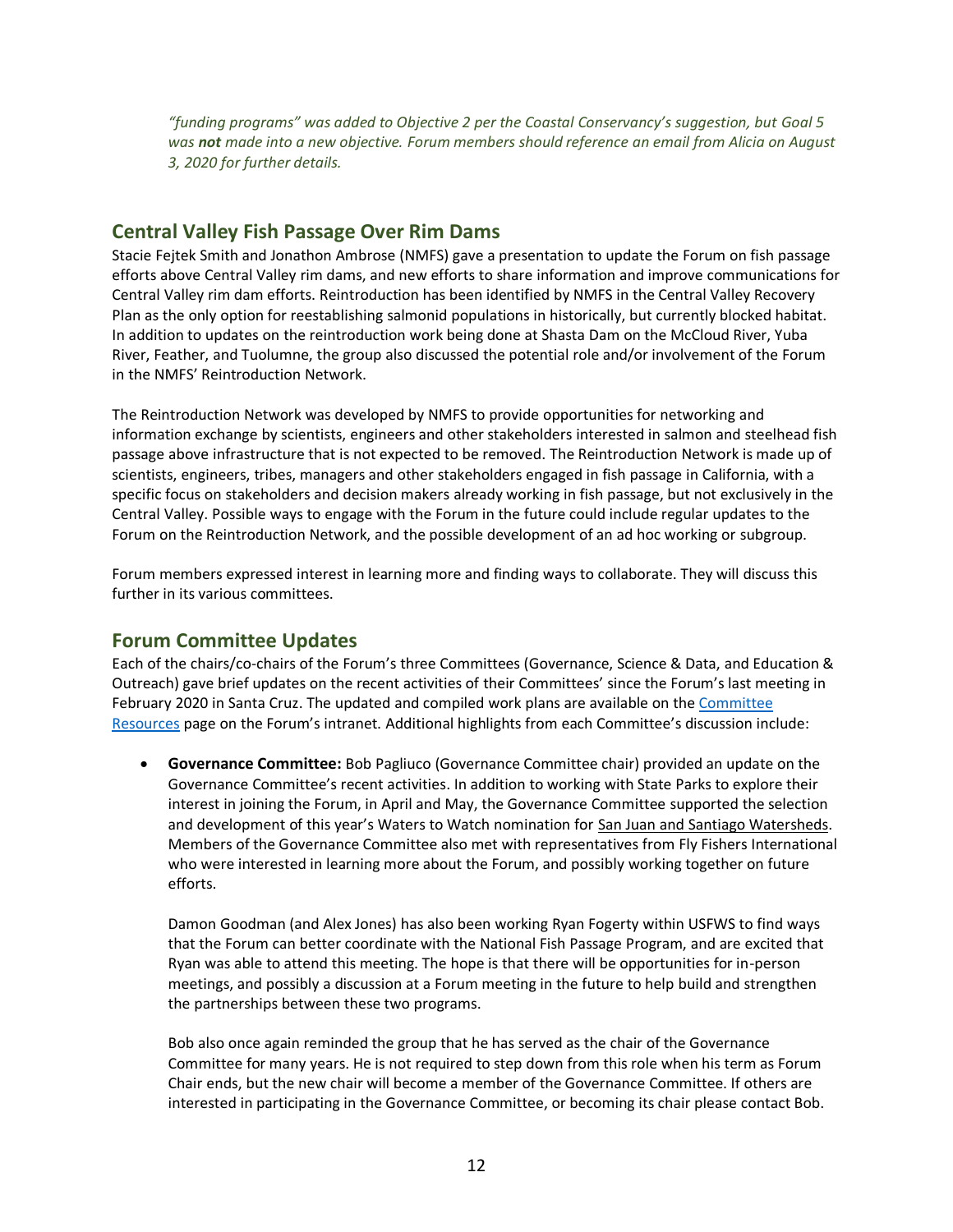*"funding programs" was added to Objective 2 per the Coastal Conservancy's suggestion, but Goal 5 was **not** made into a new objective. Forum members should reference an email from Alicia on August 3, 2020 for further details.*

## Central Valley Fish Passage Over Rim Dams

Stacie Fejtek Smith and Jonathon Ambrose (NMFS) gave a presentation to update the Forum on fish passage efforts above Central Valley rim dams, and new efforts to share information and improve communications for Central Valley rim dam efforts. Reintroduction has been identified by NMFS in the Central Valley Recovery Plan as the only option for reestablishing salmonid populations in historically, but currently blocked habitat. In addition to updates on the reintroduction work being done at Shasta Dam on the McCloud River, Yuba River, Feather, and Tuolumne, the group also discussed the potential role and/or involvement of the Forum in the NMFS' Reintroduction Network.

The Reintroduction Network was developed by NMFS to provide opportunities for networking and information exchange by scientists, engineers and other stakeholders interested in salmon and steelhead fish passage above infrastructure that is not expected to be removed. The Reintroduction Network is made up of scientists, engineers, tribes, managers and other stakeholders engaged in fish passage in California, with a specific focus on stakeholders and decision makers already working in fish passage, but not exclusively in the Central Valley. Possible ways to engage with the Forum in the future could include regular updates to the Forum on the Reintroduction Network, and the possible development of an ad hoc working or subgroup.

Forum members expressed interest in learning more and finding ways to collaborate. They will discuss this further in its various committees.

## Forum Committee Updates

Each of the chairs/co-chairs of the Forum's three Committees (Governance, Science & Data, and Education & Outreach) gave brief updates on the recent activities of their Committees' since the Forum's last meeting in February 2020 in Santa Cruz. The updated and compiled work plans are available on the Committee Resources page on the Forum's intranet. Additional highlights from each Committee's discussion include:

- **Governance Committee:** Bob Pagliuco (Governance Committee chair) provided an update on the Governance Committee's recent activities. In addition to working with State Parks to explore their interest in joining the Forum, in April and May, the Governance Committee supported the selection and development of this year's Waters to Watch nomination for San Juan and Santiago Watersheds. Members of the Governance Committee also met with representatives from Fly Fishers International who were interested in learning more about the Forum, and possibly working together on future efforts.

  Damon Goodman (and Alex Jones) has also been working Ryan Fogerty within USFWS to find ways that the Forum can better coordinate with the National Fish Passage Program, and are excited that Ryan was able to attend this meeting. The hope is that there will be opportunities for in-person meetings, and possibly a discussion at a Forum meeting in the future to help build and strengthen the partnerships between these two programs.

  Bob also once again reminded the group that he has served as the chair of the Governance Committee for many years. He is not required to step down from this role when his term as Forum Chair ends, but the new chair will become a member of the Governance Committee. If others are interested in participating in the Governance Committee, or becoming its chair please contact Bob.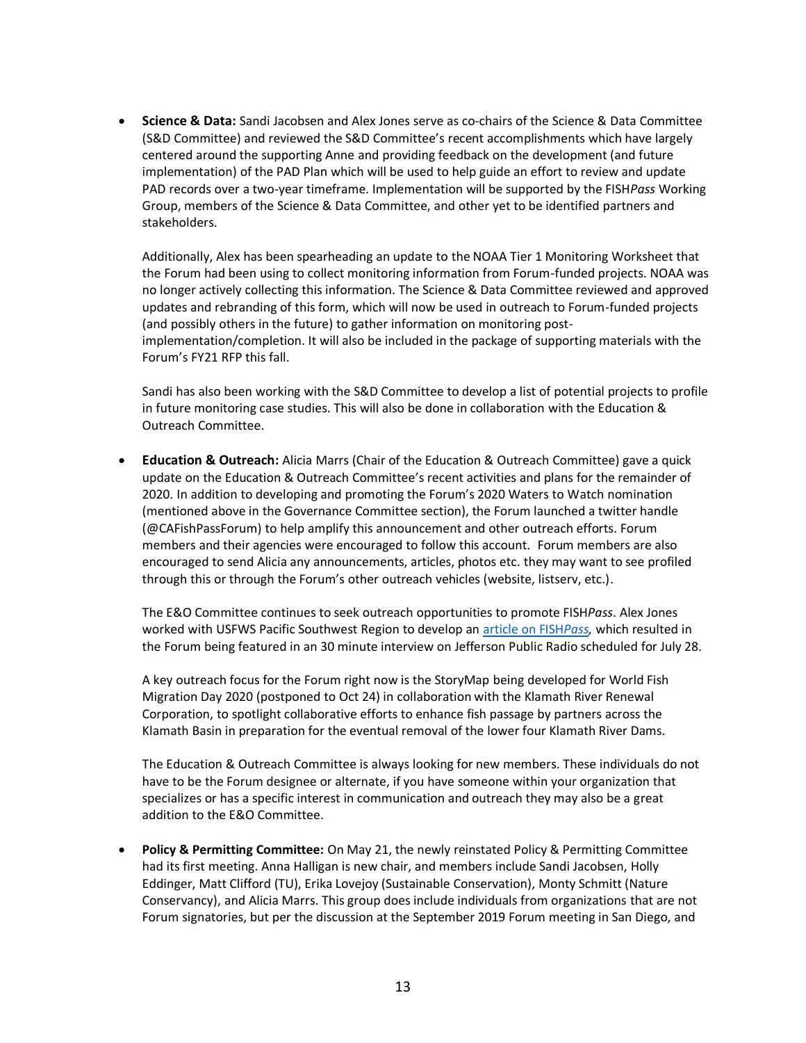- **Science & Data:** Sandi Jacobsen and Alex Jones serve as co-chairs of the Science & Data Committee (S&D Committee) and reviewed the S&D Committee's recent accomplishments which have largely centered around the supporting Anne and providing feedback on the development (and future implementation) of the PAD Plan which will be used to help guide an effort to review and update PAD records over a two-year timeframe. Implementation will be supported by the FISH*Pass* Working Group, members of the Science & Data Committee, and other yet to be identified partners and stakeholders.

  Additionally, Alex has been spearheading an update to the NOAA Tier 1 Monitoring Worksheet that the Forum had been using to collect monitoring information from Forum-funded projects. NOAA was no longer actively collecting this information. The Science & Data Committee reviewed and approved updates and rebranding of this form, which will now be used in outreach to Forum-funded projects (and possibly others in the future) to gather information on monitoring post-implementation/completion. It will also be included in the package of supporting materials with the Forum's FY21 RFP this fall.

  Sandi has also been working with the S&D Committee to develop a list of potential projects to profile in future monitoring case studies. This will also be done in collaboration with the Education & Outreach Committee.

- **Education & Outreach:** Alicia Marrs (Chair of the Education & Outreach Committee) gave a quick update on the Education & Outreach Committee's recent activities and plans for the remainder of 2020. In addition to developing and promoting the Forum's 2020 Waters to Watch nomination (mentioned above in the Governance Committee section), the Forum launched a twitter handle (@CAFishPassForum) to help amplify this announcement and other outreach efforts. Forum members and their agencies were encouraged to follow this account. Forum members are also encouraged to send Alicia any announcements, articles, photos etc. they may want to see profiled through this or through the Forum's other outreach vehicles (website, listserv, etc.).

  The E&O Committee continues to seek outreach opportunities to promote FISH*Pass*. Alex Jones worked with USFWS Pacific Southwest Region to develop an article on FISH*Pass*, which resulted in the Forum being featured in an 30 minute interview on Jefferson Public Radio scheduled for July 28.

  A key outreach focus for the Forum right now is the StoryMap being developed for World Fish Migration Day 2020 (postponed to Oct 24) in collaboration with the Klamath River Renewal Corporation, to spotlight collaborative efforts to enhance fish passage by partners across the Klamath Basin in preparation for the eventual removal of the lower four Klamath River Dams.

  The Education & Outreach Committee is always looking for new members. These individuals do not have to be the Forum designee or alternate, if you have someone within your organization that specializes or has a specific interest in communication and outreach they may also be a great addition to the E&O Committee.

- **Policy & Permitting Committee:** On May 21, the newly reinstated Policy & Permitting Committee had its first meeting. Anna Halligan is new chair, and members include Sandi Jacobsen, Holly Eddinger, Matt Clifford (TU), Erika Lovejoy (Sustainable Conservation), Monty Schmitt (Nature Conservancy), and Alicia Marrs. This group does include individuals from organizations that are not Forum signatories, but per the discussion at the September 2019 Forum meeting in San Diego, and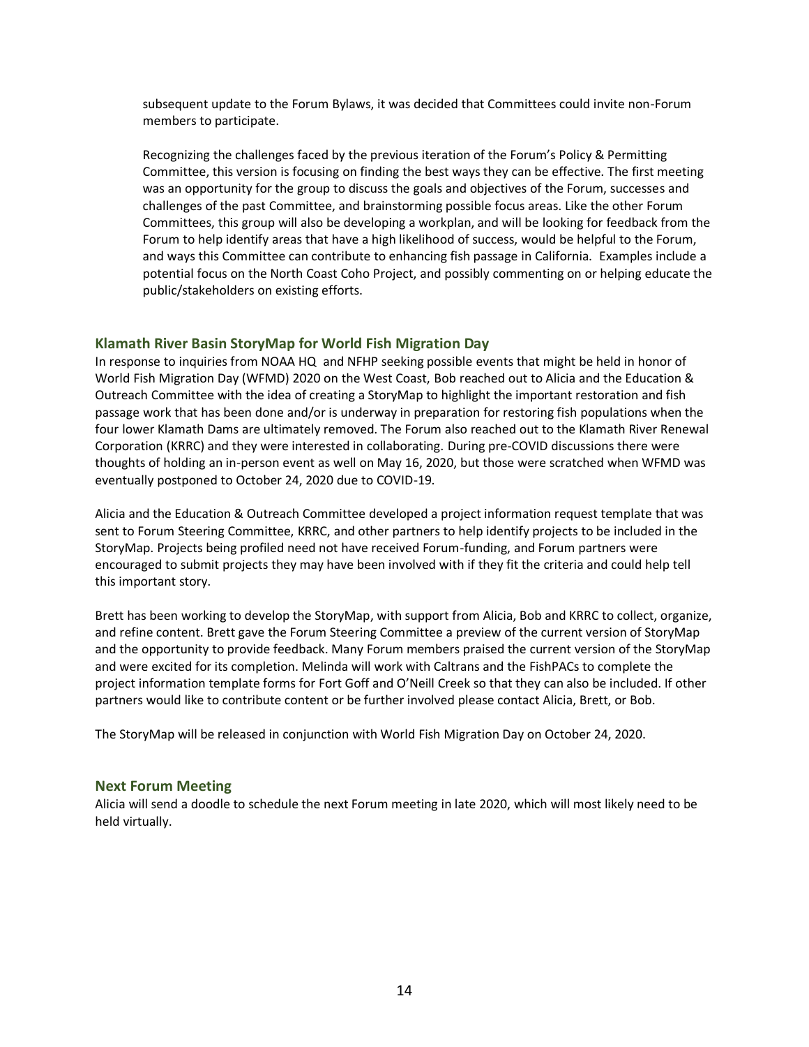subsequent update to the Forum Bylaws, it was decided that Committees could invite non-Forum members to participate.

Recognizing the challenges faced by the previous iteration of the Forum's Policy & Permitting Committee, this version is focusing on finding the best ways they can be effective. The first meeting was an opportunity for the group to discuss the goals and objectives of the Forum, successes and challenges of the past Committee, and brainstorming possible focus areas. Like the other Forum Committees, this group will also be developing a workplan, and will be looking for feedback from the Forum to help identify areas that have a high likelihood of success, would be helpful to the Forum, and ways this Committee can contribute to enhancing fish passage in California. Examples include a potential focus on the North Coast Coho Project, and possibly commenting on or helping educate the public/stakeholders on existing efforts.

## Klamath River Basin StoryMap for World Fish Migration Day

In response to inquiries from NOAA HQ and NFHP seeking possible events that might be held in honor of World Fish Migration Day (WFMD) 2020 on the West Coast, Bob reached out to Alicia and the Education & Outreach Committee with the idea of creating a StoryMap to highlight the important restoration and fish passage work that has been done and/or is underway in preparation for restoring fish populations when the four lower Klamath Dams are ultimately removed. The Forum also reached out to the Klamath River Renewal Corporation (KRRC) and they were interested in collaborating. During pre-COVID discussions there were thoughts of holding an in-person event as well on May 16, 2020, but those were scratched when WFMD was eventually postponed to October 24, 2020 due to COVID-19.

Alicia and the Education & Outreach Committee developed a project information request template that was sent to Forum Steering Committee, KRRC, and other partners to help identify projects to be included in the StoryMap. Projects being profiled need not have received Forum-funding, and Forum partners were encouraged to submit projects they may have been involved with if they fit the criteria and could help tell this important story.

Brett has been working to develop the StoryMap, with support from Alicia, Bob and KRRC to collect, organize, and refine content. Brett gave the Forum Steering Committee a preview of the current version of StoryMap and the opportunity to provide feedback. Many Forum members praised the current version of the StoryMap and were excited for its completion. Melinda will work with Caltrans and the FishPACs to complete the project information template forms for Fort Goff and O'Neill Creek so that they can also be included. If other partners would like to contribute content or be further involved please contact Alicia, Brett, or Bob.

The StoryMap will be released in conjunction with World Fish Migration Day on October 24, 2020.

## Next Forum Meeting

Alicia will send a doodle to schedule the next Forum meeting in late 2020, which will most likely need to be held virtually.